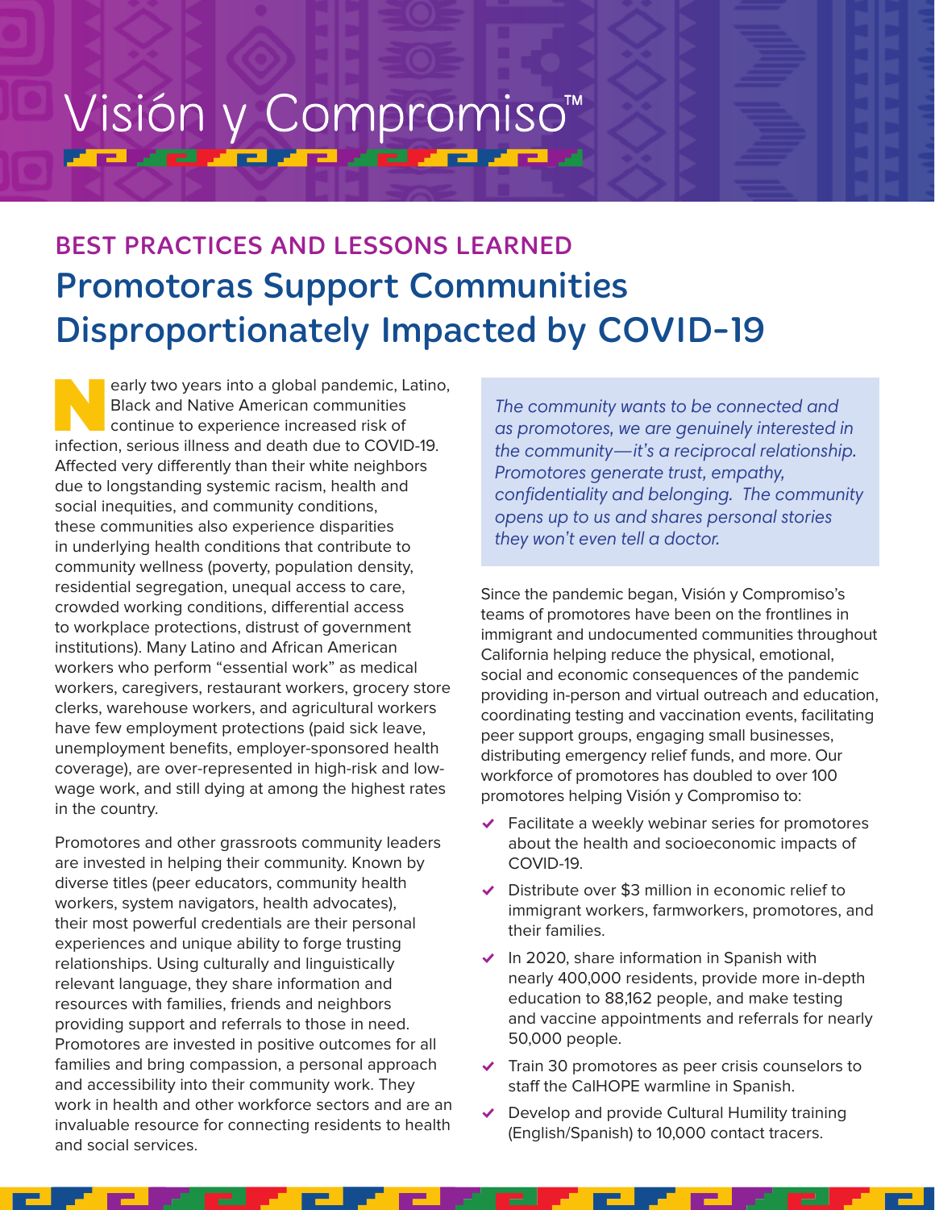Visión y Compromiso™

## BEST PRACTICES AND LESSONS LEARNED

# Promotoras Support Communities Disproportionately Impacted by COVID-19

Nearly two years into a global pandemic, Latino, Black and Native American communities continue to experience increased risk of infection, serious illness and death due to COVID-19. Affected very differently than their white neighbors due to longstanding systemic racism, health and social inequities, and community conditions, these communities also experience disparities in underlying health conditions that contribute to community wellness (poverty, population density, residential segregation, unequal access to care, crowded working conditions, differential access to workplace protections, distrust of government institutions). Many Latino and African American workers who perform "essential work" as medical workers, caregivers, restaurant workers, grocery store clerks, warehouse workers, and agricultural workers have few employment protections (paid sick leave, unemployment benefits, employer-sponsored health coverage), are over-represented in high-risk and low-wage work, and still dying at among the highest rates in the country.

Promotores and other grassroots community leaders are invested in helping their community. Known by diverse titles (peer educators, community health workers, system navigators, health advocates), their most powerful credentials are their personal experiences and unique ability to forge trusting relationships. Using culturally and linguistically relevant language, they share information and resources with families, friends and neighbors providing support and referrals to those in need. Promotores are invested in positive outcomes for all families and bring compassion, a personal approach and accessibility into their community work. They work in health and other workforce sectors and are an invaluable resource for connecting residents to health and social services.

> *The community wants to be connected and as promotores, we are genuinely interested in the community—it's a reciprocal relationship. Promotores generate trust, empathy, confidentiality and belonging. The community opens up to us and shares personal stories they won't even tell a doctor.*

Since the pandemic began, Visión y Compromiso's teams of promotores have been on the frontlines in immigrant and undocumented communities throughout California helping reduce the physical, emotional, social and economic consequences of the pandemic providing in-person and virtual outreach and education, coordinating testing and vaccination events, facilitating peer support groups, engaging small businesses, distributing emergency relief funds, and more. Our workforce of promotores has doubled to over 100 promotores helping Visión y Compromiso to:

- Facilitate a weekly webinar series for promotores about the health and socioeconomic impacts of COVID-19.
- Distribute over $3 million in economic relief to immigrant workers, farmworkers, promotores, and their families.
- In 2020, share information in Spanish with nearly 400,000 residents, provide more in-depth education to 88,162 people, and make testing and vaccine appointments and referrals for nearly 50,000 people.
- Train 30 promotores as peer crisis counselors to staff the CalHOPE warmline in Spanish.
- Develop and provide Cultural Humility training (English/Spanish) to 10,000 contact tracers.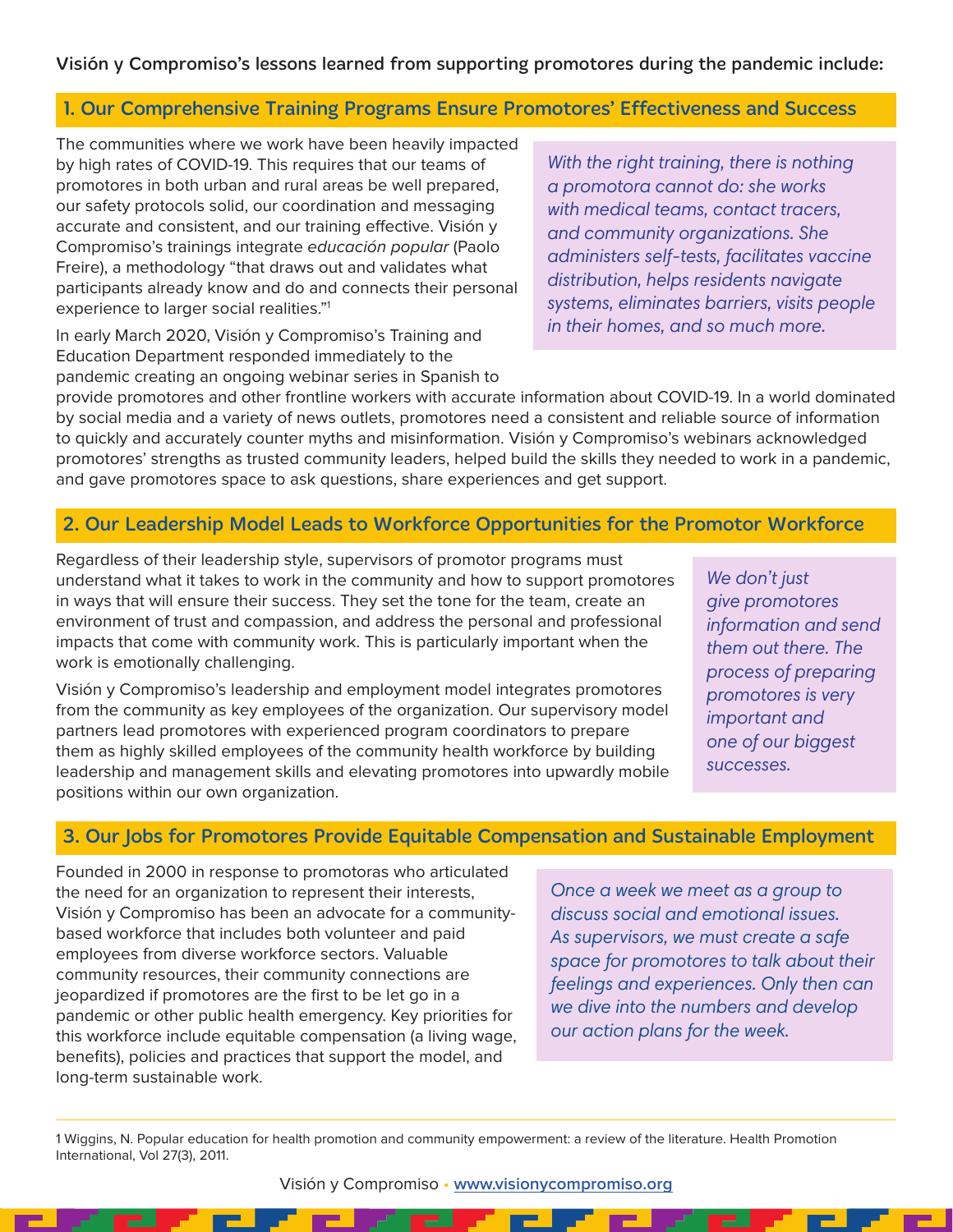Visión y Compromiso's lessons learned from supporting promotores during the pandemic include:

## 1. Our Comprehensive Training Programs Ensure Promotores' Effectiveness and Success

The communities where we work have been heavily impacted by high rates of COVID-19. This requires that our teams of promotores in both urban and rural areas be well prepared, our safety protocols solid, our coordination and messaging accurate and consistent, and our training effective. Visión y Compromiso's trainings integrate *educación popular* (Paolo Freire), a methodology "that draws out and validates what participants already know and do and connects their personal experience to larger social realities."[1]

*With the right training, there is nothing a promotora cannot do: she works with medical teams, contact tracers, and community organizations. She administers self-tests, facilitates vaccine distribution, helps residents navigate systems, eliminates barriers, visits people in their homes, and so much more.*

In early March 2020, Visión y Compromiso's Training and Education Department responded immediately to the pandemic creating an ongoing webinar series in Spanish to provide promotores and other frontline workers with accurate information about COVID-19. In a world dominated by social media and a variety of news outlets, promotores need a consistent and reliable source of information to quickly and accurately counter myths and misinformation. Visión y Compromiso's webinars acknowledged promotores' strengths as trusted community leaders, helped build the skills they needed to work in a pandemic, and gave promotores space to ask questions, share experiences and get support.

## 2. Our Leadership Model Leads to Workforce Opportunities for the Promotor Workforce

Regardless of their leadership style, supervisors of promotor programs must understand what it takes to work in the community and how to support promotores in ways that will ensure their success. They set the tone for the team, create an environment of trust and compassion, and address the personal and professional impacts that come with community work. This is particularly important when the work is emotionally challenging.

Visión y Compromiso's leadership and employment model integrates promotores from the community as key employees of the organization. Our supervisory model partners lead promotores with experienced program coordinators to prepare them as highly skilled employees of the community health workforce by building leadership and management skills and elevating promotores into upwardly mobile positions within our own organization.

*We don't just give promotores information and send them out there. The process of preparing promotores is very important and one of our biggest successes.*

## 3. Our Jobs for Promotores Provide Equitable Compensation and Sustainable Employment

Founded in 2000 in response to promotoras who articulated the need for an organization to represent their interests, Visión y Compromiso has been an advocate for a community-based workforce that includes both volunteer and paid employees from diverse workforce sectors. Valuable community resources, their community connections are jeopardized if promotores are the first to be let go in a pandemic or other public health emergency. Key priorities for this workforce include equitable compensation (a living wage, benefits), policies and practices that support the model, and long-term sustainable work.

*Once a week we meet as a group to discuss social and emotional issues. As supervisors, we must create a safe space for promotores to talk about their feelings and experiences. Only then can we dive into the numbers and develop our action plans for the week.*

---

1 Wiggins, N. Popular education for health promotion and community empowerment: a review of the literature. Health Promotion International, Vol 27(3), 2011.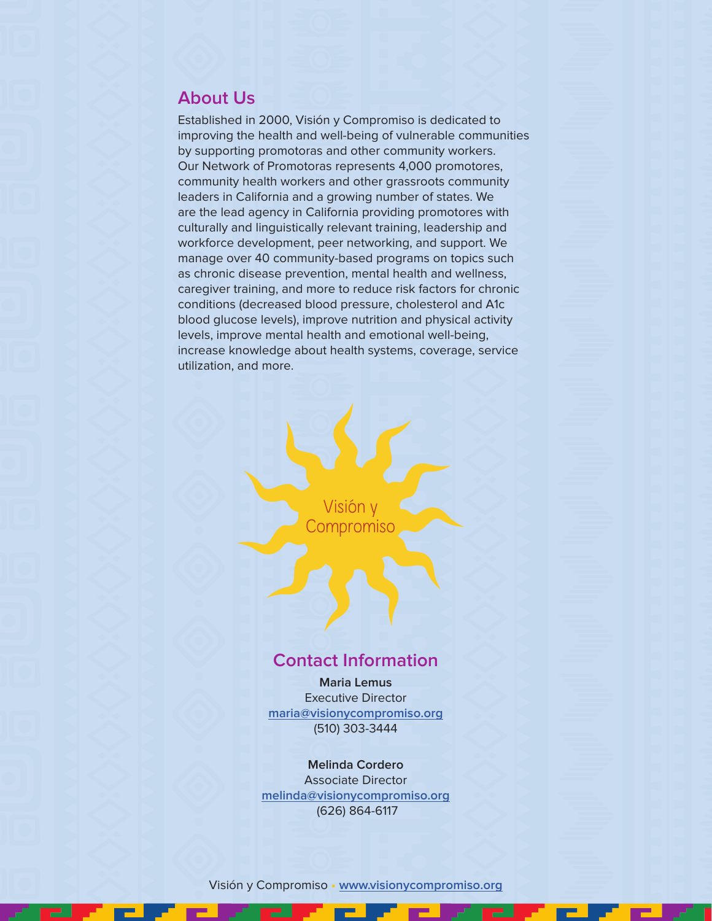## About Us

Established in 2000, Visión y Compromiso is dedicated to improving the health and well-being of vulnerable communities by supporting promotoras and other community workers. Our Network of Promotoras represents 4,000 promotores, community health workers and other grassroots community leaders in California and a growing number of states. We are the lead agency in California providing promotores with culturally and linguistically relevant training, leadership and workforce development, peer networking, and support. We manage over 40 community-based programs on topics such as chronic disease prevention, mental health and wellness, caregiver training, and more to reduce risk factors for chronic conditions (decreased blood pressure, cholesterol and A1c blood glucose levels), improve nutrition and physical activity levels, improve mental health and emotional well-being, increase knowledge about health systems, coverage, service utilization, and more.

Visión y Compromiso

## Contact Information

**Maria Lemus**
Executive Director
maria@visionycompromiso.org
(510) 303-3444

**Melinda Cordero**
Associate Director
melinda@visionycompromiso.org
(626) 864-6117

Visión y Compromiso • www.visionycompromiso.org